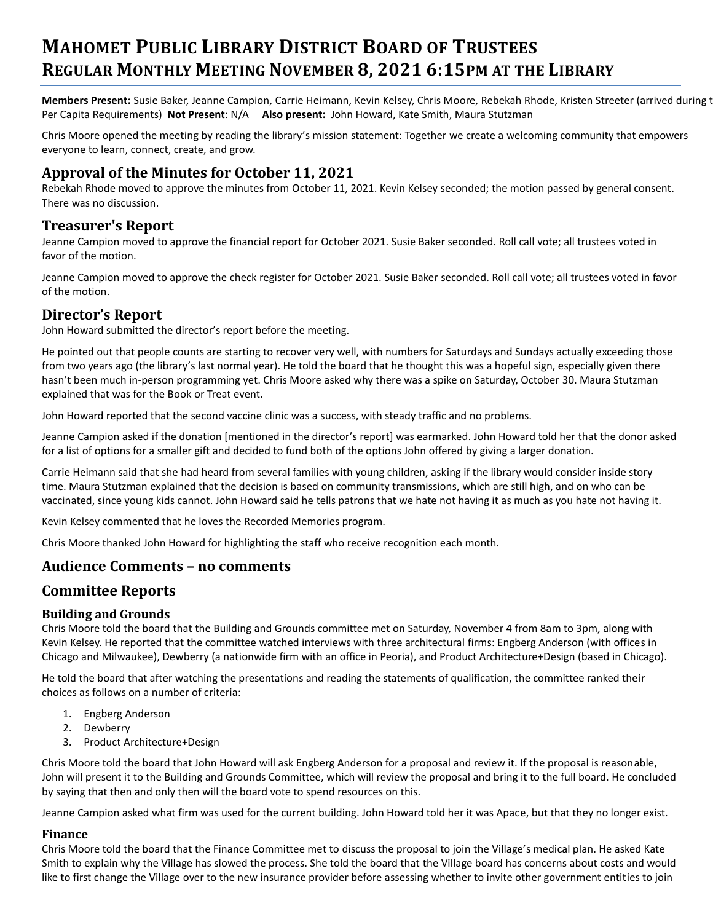# Mahomet Public Library District Board of Trustees
# Regular Monthly Meeting November 8, 2021 6:15pm at the Library

**Members Present:** Susie Baker, Jeanne Campion, Carrie Heimann, Kevin Kelsey, Chris Moore, Rebekah Rhode, Kristen Streeter (arrived during t Per Capita Requirements) **Not Present**: N/A **Also present:** John Howard, Kate Smith, Maura Stutzman

Chris Moore opened the meeting by reading the library's mission statement: Together we create a welcoming community that empowers everyone to learn, connect, create, and grow.

## Approval of the Minutes for October 11, 2021

Rebekah Rhode moved to approve the minutes from October 11, 2021. Kevin Kelsey seconded; the motion passed by general consent. There was no discussion.

## Treasurer's Report

Jeanne Campion moved to approve the financial report for October 2021. Susie Baker seconded. Roll call vote; all trustees voted in favor of the motion.

Jeanne Campion moved to approve the check register for October 2021. Susie Baker seconded. Roll call vote; all trustees voted in favor of the motion.

## Director's Report

John Howard submitted the director's report before the meeting.

He pointed out that people counts are starting to recover very well, with numbers for Saturdays and Sundays actually exceeding those from two years ago (the library's last normal year). He told the board that he thought this was a hopeful sign, especially given there hasn't been much in-person programming yet. Chris Moore asked why there was a spike on Saturday, October 30. Maura Stutzman explained that was for the Book or Treat event.

John Howard reported that the second vaccine clinic was a success, with steady traffic and no problems.

Jeanne Campion asked if the donation [mentioned in the director's report] was earmarked. John Howard told her that the donor asked for a list of options for a smaller gift and decided to fund both of the options John offered by giving a larger donation.

Carrie Heimann said that she had heard from several families with young children, asking if the library would consider inside story time. Maura Stutzman explained that the decision is based on community transmissions, which are still high, and on who can be vaccinated, since young kids cannot. John Howard said he tells patrons that we hate not having it as much as you hate not having it.

Kevin Kelsey commented that he loves the Recorded Memories program.

Chris Moore thanked John Howard for highlighting the staff who receive recognition each month.

## Audience Comments – no comments

## Committee Reports

### Building and Grounds

Chris Moore told the board that the Building and Grounds committee met on Saturday, November 4 from 8am to 3pm, along with Kevin Kelsey. He reported that the committee watched interviews with three architectural firms: Engberg Anderson (with offices in Chicago and Milwaukee), Dewberry (a nationwide firm with an office in Peoria), and Product Architecture+Design (based in Chicago).

He told the board that after watching the presentations and reading the statements of qualification, the committee ranked their choices as follows on a number of criteria:

1. Engberg Anderson
2. Dewberry
3. Product Architecture+Design

Chris Moore told the board that John Howard will ask Engberg Anderson for a proposal and review it. If the proposal is reasonable, John will present it to the Building and Grounds Committee, which will review the proposal and bring it to the full board. He concluded by saying that then and only then will the board vote to spend resources on this.

Jeanne Campion asked what firm was used for the current building. John Howard told her it was Apace, but that they no longer exist.

### Finance

Chris Moore told the board that the Finance Committee met to discuss the proposal to join the Village's medical plan. He asked Kate Smith to explain why the Village has slowed the process. She told the board that the Village board has concerns about costs and would like to first change the Village over to the new insurance provider before assessing whether to invite other government entities to join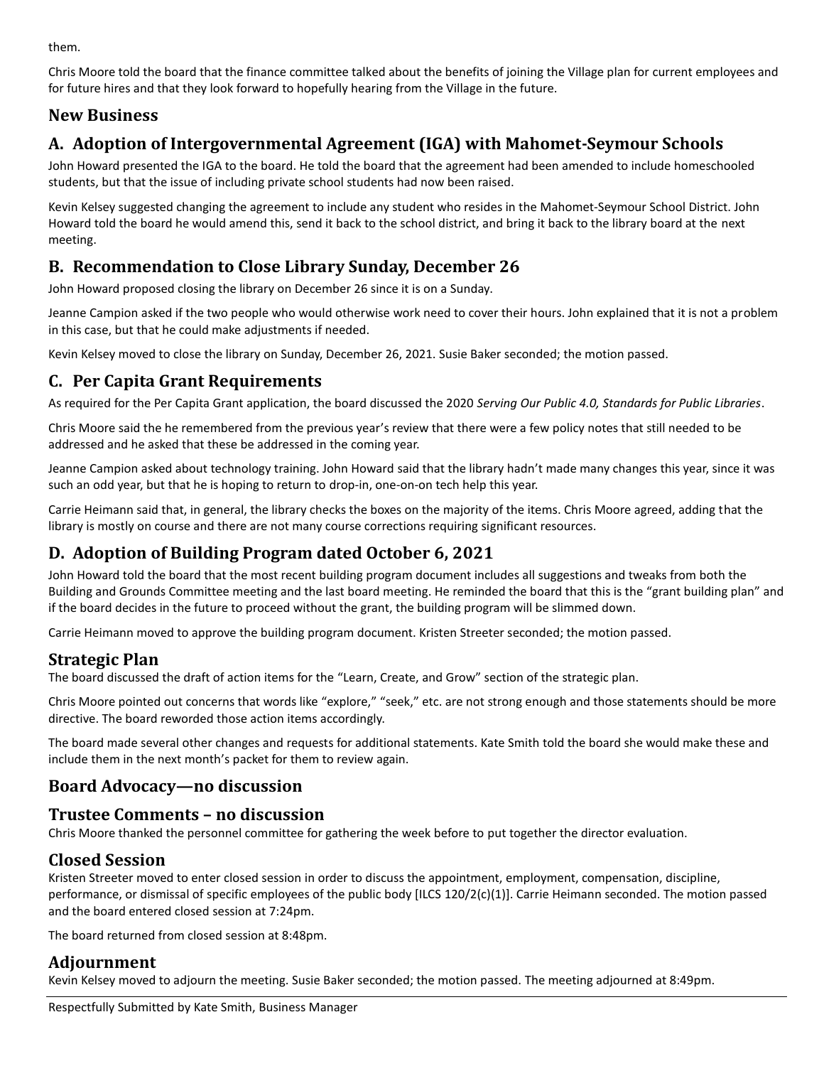them.

Chris Moore told the board that the finance committee talked about the benefits of joining the Village plan for current employees and for future hires and that they look forward to hopefully hearing from the Village in the future.

## New Business

## A. Adoption of Intergovernmental Agreement (IGA) with Mahomet-Seymour Schools

John Howard presented the IGA to the board. He told the board that the agreement had been amended to include homeschooled students, but that the issue of including private school students had now been raised.

Kevin Kelsey suggested changing the agreement to include any student who resides in the Mahomet-Seymour School District. John Howard told the board he would amend this, send it back to the school district, and bring it back to the library board at the next meeting.

## B. Recommendation to Close Library Sunday, December 26

John Howard proposed closing the library on December 26 since it is on a Sunday.

Jeanne Campion asked if the two people who would otherwise work need to cover their hours. John explained that it is not a problem in this case, but that he could make adjustments if needed.

Kevin Kelsey moved to close the library on Sunday, December 26, 2021. Susie Baker seconded; the motion passed.

## C. Per Capita Grant Requirements

As required for the Per Capita Grant application, the board discussed the 2020 *Serving Our Public 4.0, Standards for Public Libraries*.

Chris Moore said the he remembered from the previous year's review that there were a few policy notes that still needed to be addressed and he asked that these be addressed in the coming year.

Jeanne Campion asked about technology training. John Howard said that the library hadn't made many changes this year, since it was such an odd year, but that he is hoping to return to drop-in, one-on-on tech help this year.

Carrie Heimann said that, in general, the library checks the boxes on the majority of the items. Chris Moore agreed, adding that the library is mostly on course and there are not many course corrections requiring significant resources.

## D. Adoption of Building Program dated October 6, 2021

John Howard told the board that the most recent building program document includes all suggestions and tweaks from both the Building and Grounds Committee meeting and the last board meeting. He reminded the board that this is the "grant building plan" and if the board decides in the future to proceed without the grant, the building program will be slimmed down.

Carrie Heimann moved to approve the building program document. Kristen Streeter seconded; the motion passed.

## Strategic Plan

The board discussed the draft of action items for the "Learn, Create, and Grow" section of the strategic plan.

Chris Moore pointed out concerns that words like "explore," "seek," etc. are not strong enough and those statements should be more directive. The board reworded those action items accordingly.

The board made several other changes and requests for additional statements. Kate Smith told the board she would make these and include them in the next month's packet for them to review again.

## Board Advocacy—no discussion

## Trustee Comments – no discussion

Chris Moore thanked the personnel committee for gathering the week before to put together the director evaluation.

## Closed Session

Kristen Streeter moved to enter closed session in order to discuss the appointment, employment, compensation, discipline, performance, or dismissal of specific employees of the public body [ILCS 120/2(c)(1)]. Carrie Heimann seconded. The motion passed and the board entered closed session at 7:24pm.

The board returned from closed session at 8:48pm.

## Adjournment

Kevin Kelsey moved to adjourn the meeting. Susie Baker seconded; the motion passed. The meeting adjourned at 8:49pm.

---

Respectfully Submitted by Kate Smith, Business Manager